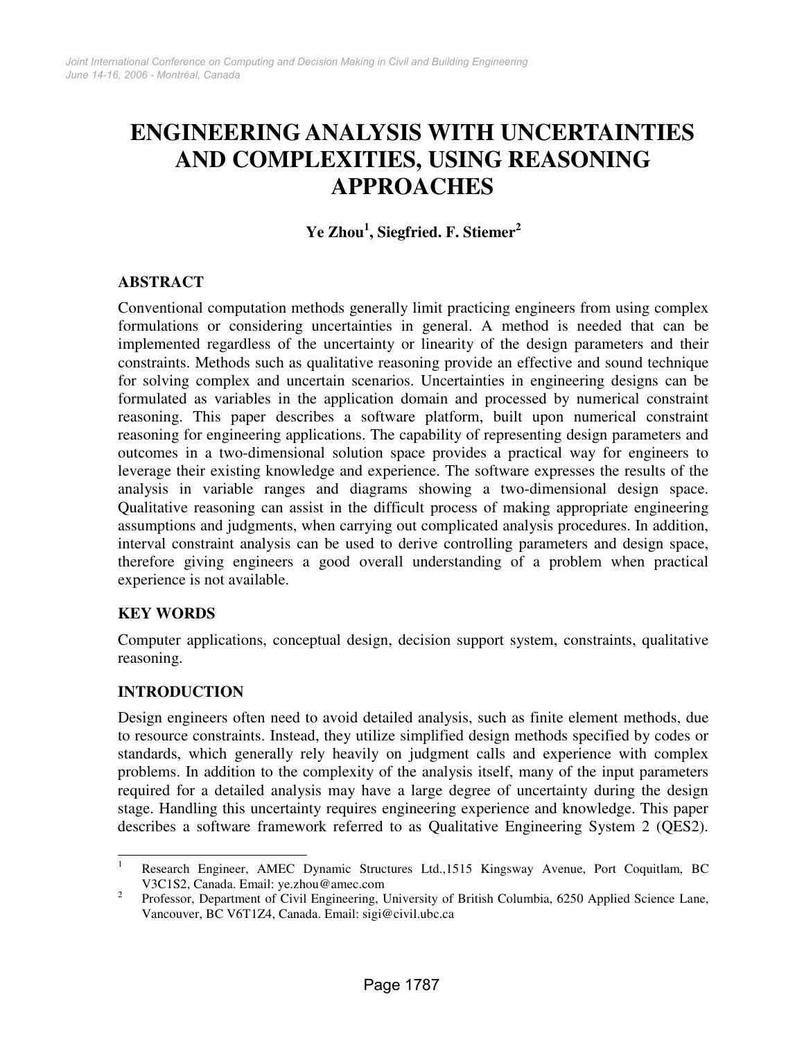# ENGINEERING ANALYSIS WITH UNCERTAINTIES AND COMPLEXITIES, USING REASONING APPROACHES

**Ye Zhou[1], Siegfried. F. Stiemer[2]**

## ABSTRACT

Conventional computation methods generally limit practicing engineers from using complex formulations or considering uncertainties in general. A method is needed that can be implemented regardless of the uncertainty or linearity of the design parameters and their constraints. Methods such as qualitative reasoning provide an effective and sound technique for solving complex and uncertain scenarios. Uncertainties in engineering designs can be formulated as variables in the application domain and processed by numerical constraint reasoning. This paper describes a software platform, built upon numerical constraint reasoning for engineering applications. The capability of representing design parameters and outcomes in a two-dimensional solution space provides a practical way for engineers to leverage their existing knowledge and experience. The software expresses the results of the analysis in variable ranges and diagrams showing a two-dimensional design space. Qualitative reasoning can assist in the difficult process of making appropriate engineering assumptions and judgments, when carrying out complicated analysis procedures. In addition, interval constraint analysis can be used to derive controlling parameters and design space, therefore giving engineers a good overall understanding of a problem when practical experience is not available.

## KEY WORDS

Computer applications, conceptual design, decision support system, constraints, qualitative reasoning.

## INTRODUCTION

Design engineers often need to avoid detailed analysis, such as finite element methods, due to resource constraints. Instead, they utilize simplified design methods specified by codes or standards, which generally rely heavily on judgment calls and experience with complex problems. In addition to the complexity of the analysis itself, many of the input parameters required for a detailed analysis may have a large degree of uncertainty during the design stage. Handling this uncertainty requires engineering experience and knowledge. This paper describes a software framework referred to as Qualitative Engineering System 2 (QES2).

---

[1] Research Engineer, AMEC Dynamic Structures Ltd.,1515 Kingsway Avenue, Port Coquitlam, BC V3C1S2, Canada. Email: ye.zhou@amec.com

[2] Professor, Department of Civil Engineering, University of British Columbia, 6250 Applied Science Lane, Vancouver, BC V6T1Z4, Canada. Email: sigi@civil.ubc.ca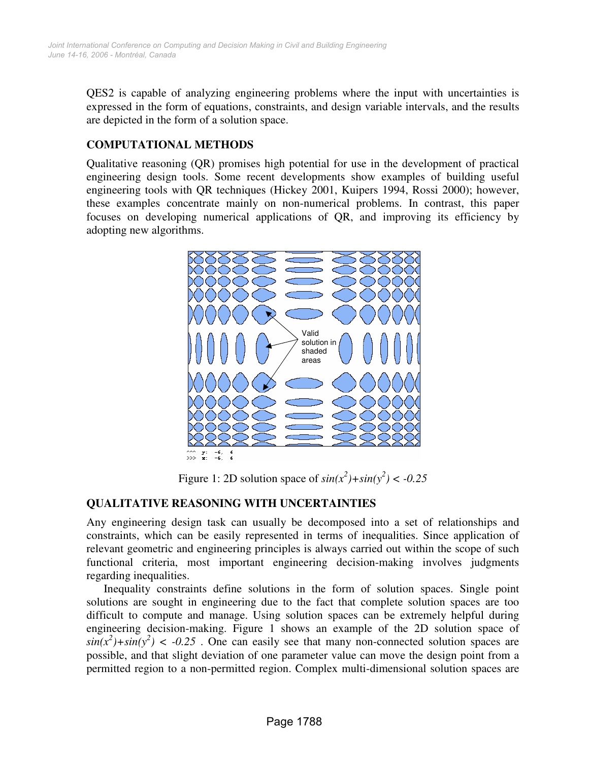QES2 is capable of analyzing engineering problems where the input with uncertainties is expressed in the form of equations, constraints, and design variable intervals, and the results are depicted in the form of a solution space.

## COMPUTATIONAL METHODS

Qualitative reasoning (QR) promises high potential for use in the development of practical engineering design tools. Some recent developments show examples of building useful engineering tools with QR techniques (Hickey 2001, Kuipers 1994, Rossi 2000); however, these examples concentrate mainly on non-numerical problems. In contrast, this paper focuses on developing numerical applications of QR, and improving its efficiency by adopting new algorithms.

Figure 1: 2D solution space of $sin(x^2)+sin(y^2) < -0.25$

## QUALITATIVE REASONING WITH UNCERTAINTIES

Any engineering design task can usually be decomposed into a set of relationships and constraints, which can be easily represented in terms of inequalities. Since application of relevant geometric and engineering principles is always carried out within the scope of such functional criteria, most important engineering decision-making involves judgments regarding inequalities.

Inequality constraints define solutions in the form of solution spaces. Single point solutions are sought in engineering due to the fact that complete solution spaces are too difficult to compute and manage. Using solution spaces can be extremely helpful during engineering decision-making. Figure 1 shows an example of the 2D solution space of $sin(x^2)+sin(y^2) < -0.25$ . One can easily see that many non-connected solution spaces are possible, and that slight deviation of one parameter value can move the design point from a permitted region to a non-permitted region. Complex multi-dimensional solution spaces are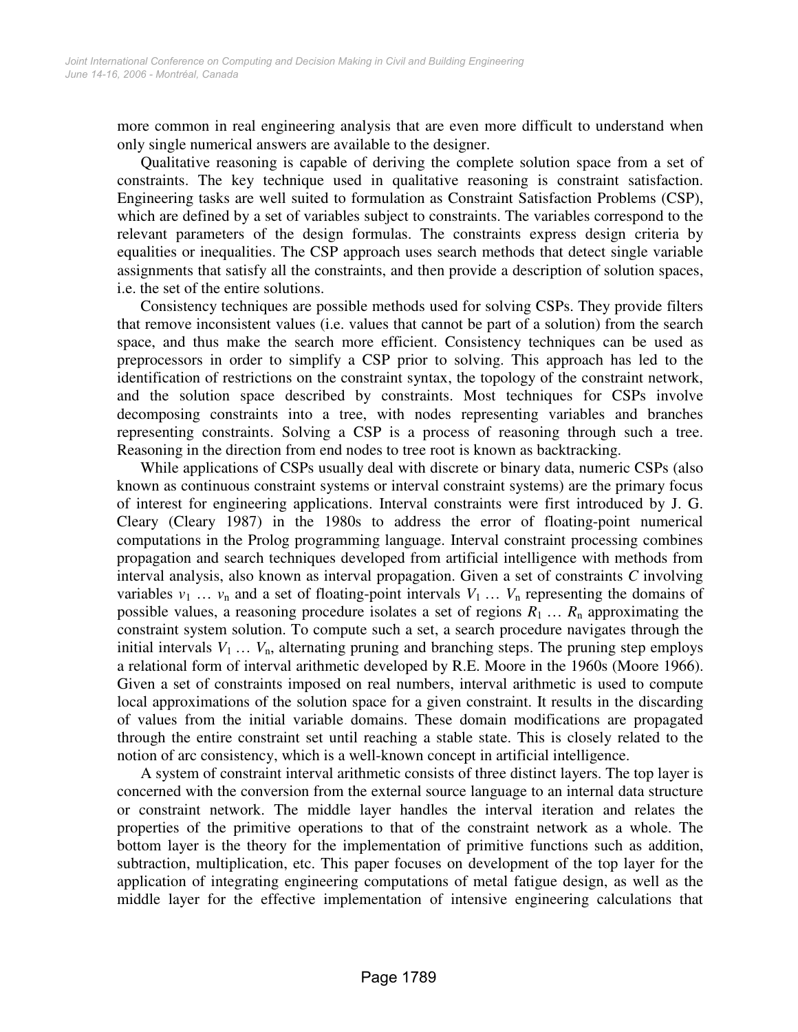more common in real engineering analysis that are even more difficult to understand when only single numerical answers are available to the designer.

Qualitative reasoning is capable of deriving the complete solution space from a set of constraints. The key technique used in qualitative reasoning is constraint satisfaction. Engineering tasks are well suited to formulation as Constraint Satisfaction Problems (CSP), which are defined by a set of variables subject to constraints. The variables correspond to the relevant parameters of the design formulas. The constraints express design criteria by equalities or inequalities. The CSP approach uses search methods that detect single variable assignments that satisfy all the constraints, and then provide a description of solution spaces, i.e. the set of the entire solutions.

Consistency techniques are possible methods used for solving CSPs. They provide filters that remove inconsistent values (i.e. values that cannot be part of a solution) from the search space, and thus make the search more efficient. Consistency techniques can be used as preprocessors in order to simplify a CSP prior to solving. This approach has led to the identification of restrictions on the constraint syntax, the topology of the constraint network, and the solution space described by constraints. Most techniques for CSPs involve decomposing constraints into a tree, with nodes representing variables and branches representing constraints. Solving a CSP is a process of reasoning through such a tree. Reasoning in the direction from end nodes to tree root is known as backtracking.

While applications of CSPs usually deal with discrete or binary data, numeric CSPs (also known as continuous constraint systems or interval constraint systems) are the primary focus of interest for engineering applications. Interval constraints were first introduced by J. G. Cleary (Cleary 1987) in the 1980s to address the error of floating-point numerical computations in the Prolog programming language. Interval constraint processing combines propagation and search techniques developed from artificial intelligence with methods from interval analysis, also known as interval propagation. Given a set of constraints $C$ involving variables $v_1 \ldots v_n$ and a set of floating-point intervals $V_1 \ldots V_n$ representing the domains of possible values, a reasoning procedure isolates a set of regions $R_1 \ldots R_n$ approximating the constraint system solution. To compute such a set, a search procedure navigates through the initial intervals $V_1 \ldots V_n$, alternating pruning and branching steps. The pruning step employs a relational form of interval arithmetic developed by R.E. Moore in the 1960s (Moore 1966). Given a set of constraints imposed on real numbers, interval arithmetic is used to compute local approximations of the solution space for a given constraint. It results in the discarding of values from the initial variable domains. These domain modifications are propagated through the entire constraint set until reaching a stable state. This is closely related to the notion of arc consistency, which is a well-known concept in artificial intelligence.

A system of constraint interval arithmetic consists of three distinct layers. The top layer is concerned with the conversion from the external source language to an internal data structure or constraint network. The middle layer handles the interval iteration and relates the properties of the primitive operations to that of the constraint network as a whole. The bottom layer is the theory for the implementation of primitive functions such as addition, subtraction, multiplication, etc. This paper focuses on development of the top layer for the application of integrating engineering computations of metal fatigue design, as well as the middle layer for the effective implementation of intensive engineering calculations that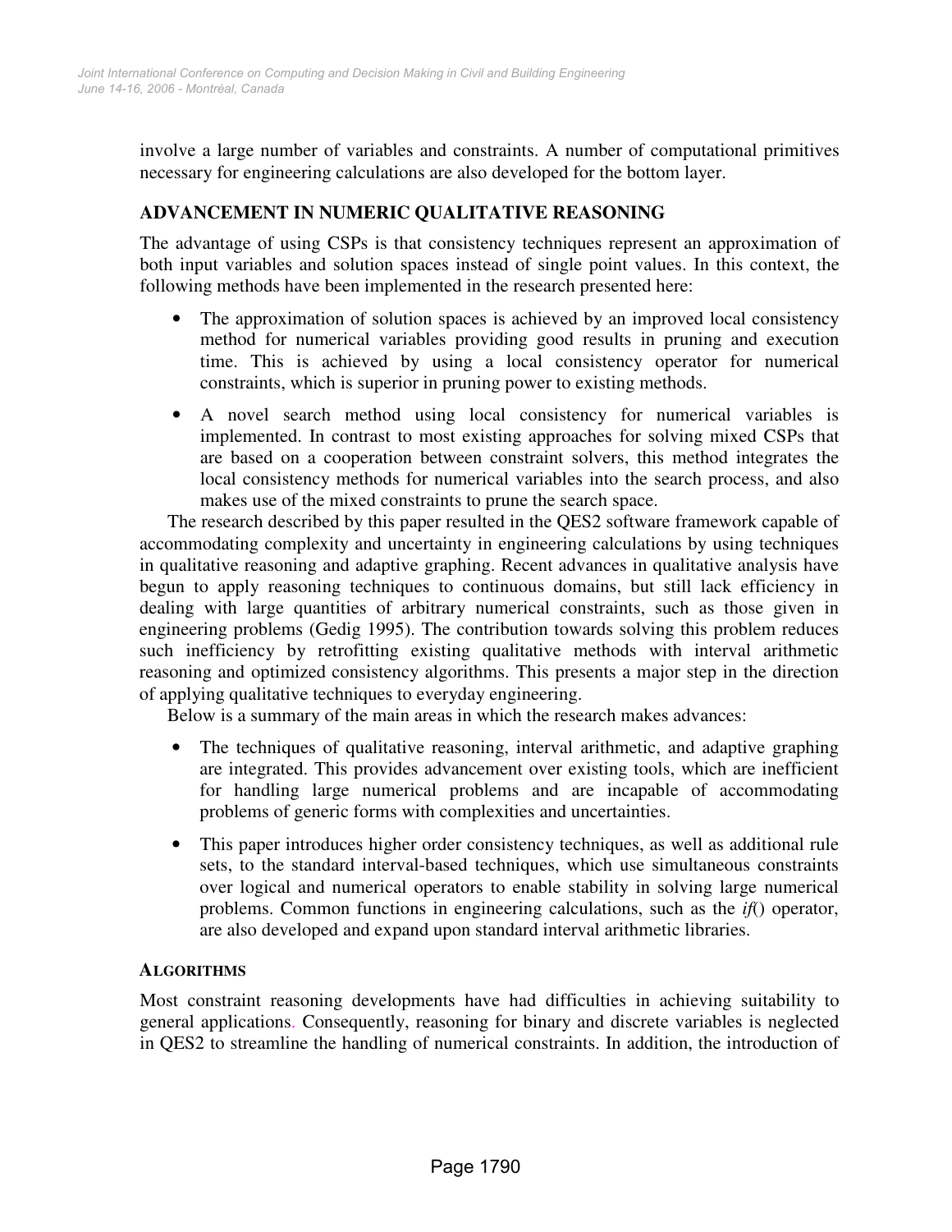involve a large number of variables and constraints. A number of computational primitives necessary for engineering calculations are also developed for the bottom layer.

## ADVANCEMENT IN NUMERIC QUALITATIVE REASONING

The advantage of using CSPs is that consistency techniques represent an approximation of both input variables and solution spaces instead of single point values. In this context, the following methods have been implemented in the research presented here:

- The approximation of solution spaces is achieved by an improved local consistency method for numerical variables providing good results in pruning and execution time. This is achieved by using a local consistency operator for numerical constraints, which is superior in pruning power to existing methods.
- A novel search method using local consistency for numerical variables is implemented. In contrast to most existing approaches for solving mixed CSPs that are based on a cooperation between constraint solvers, this method integrates the local consistency methods for numerical variables into the search process, and also makes use of the mixed constraints to prune the search space.

The research described by this paper resulted in the QES2 software framework capable of accommodating complexity and uncertainty in engineering calculations by using techniques in qualitative reasoning and adaptive graphing. Recent advances in qualitative analysis have begun to apply reasoning techniques to continuous domains, but still lack efficiency in dealing with large quantities of arbitrary numerical constraints, such as those given in engineering problems (Gedig 1995). The contribution towards solving this problem reduces such inefficiency by retrofitting existing qualitative methods with interval arithmetic reasoning and optimized consistency algorithms. This presents a major step in the direction of applying qualitative techniques to everyday engineering.

Below is a summary of the main areas in which the research makes advances:

- The techniques of qualitative reasoning, interval arithmetic, and adaptive graphing are integrated. This provides advancement over existing tools, which are inefficient for handling large numerical problems and are incapable of accommodating problems of generic forms with complexities and uncertainties.
- This paper introduces higher order consistency techniques, as well as additional rule sets, to the standard interval-based techniques, which use simultaneous constraints over logical and numerical operators to enable stability in solving large numerical problems. Common functions in engineering calculations, such as the *if*() operator, are also developed and expand upon standard interval arithmetic libraries.

### ALGORITHMS

Most constraint reasoning developments have had difficulties in achieving suitability to general applications. Consequently, reasoning for binary and discrete variables is neglected in QES2 to streamline the handling of numerical constraints. In addition, the introduction of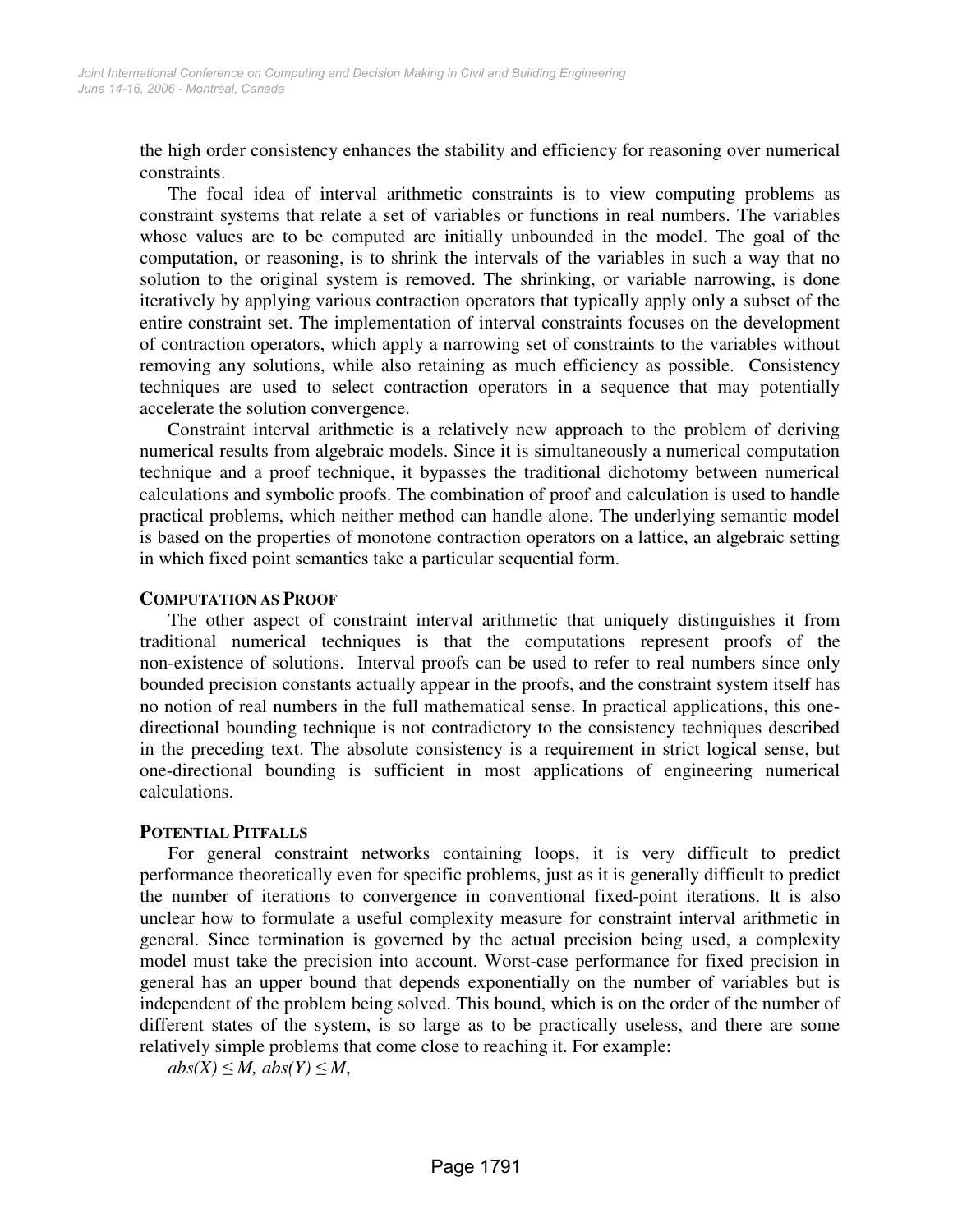the high order consistency enhances the stability and efficiency for reasoning over numerical constraints.

The focal idea of interval arithmetic constraints is to view computing problems as constraint systems that relate a set of variables or functions in real numbers. The variables whose values are to be computed are initially unbounded in the model. The goal of the computation, or reasoning, is to shrink the intervals of the variables in such a way that no solution to the original system is removed. The shrinking, or variable narrowing, is done iteratively by applying various contraction operators that typically apply only a subset of the entire constraint set. The implementation of interval constraints focuses on the development of contraction operators, which apply a narrowing set of constraints to the variables without removing any solutions, while also retaining as much efficiency as possible. Consistency techniques are used to select contraction operators in a sequence that may potentially accelerate the solution convergence.

Constraint interval arithmetic is a relatively new approach to the problem of deriving numerical results from algebraic models. Since it is simultaneously a numerical computation technique and a proof technique, it bypasses the traditional dichotomy between numerical calculations and symbolic proofs. The combination of proof and calculation is used to handle practical problems, which neither method can handle alone. The underlying semantic model is based on the properties of monotone contraction operators on a lattice, an algebraic setting in which fixed point semantics take a particular sequential form.

### COMPUTATION AS PROOF

The other aspect of constraint interval arithmetic that uniquely distinguishes it from traditional numerical techniques is that the computations represent proofs of the non-existence of solutions. Interval proofs can be used to refer to real numbers since only bounded precision constants actually appear in the proofs, and the constraint system itself has no notion of real numbers in the full mathematical sense. In practical applications, this one-directional bounding technique is not contradictory to the consistency techniques described in the preceding text. The absolute consistency is a requirement in strict logical sense, but one-directional bounding is sufficient in most applications of engineering numerical calculations.

### POTENTIAL PITFALLS

For general constraint networks containing loops, it is very difficult to predict performance theoretically even for specific problems, just as it is generally difficult to predict the number of iterations to convergence in conventional fixed-point iterations. It is also unclear how to formulate a useful complexity measure for constraint interval arithmetic in general. Since termination is governed by the actual precision being used, a complexity model must take the precision into account. Worst-case performance for fixed precision in general has an upper bound that depends exponentially on the number of variables but is independent of the problem being solved. This bound, which is on the order of the number of different states of the system, is so large as to be practically useless, and there are some relatively simple problems that come close to reaching it. For example:

$abs(X) \leq M,\ abs(Y) \leq M,$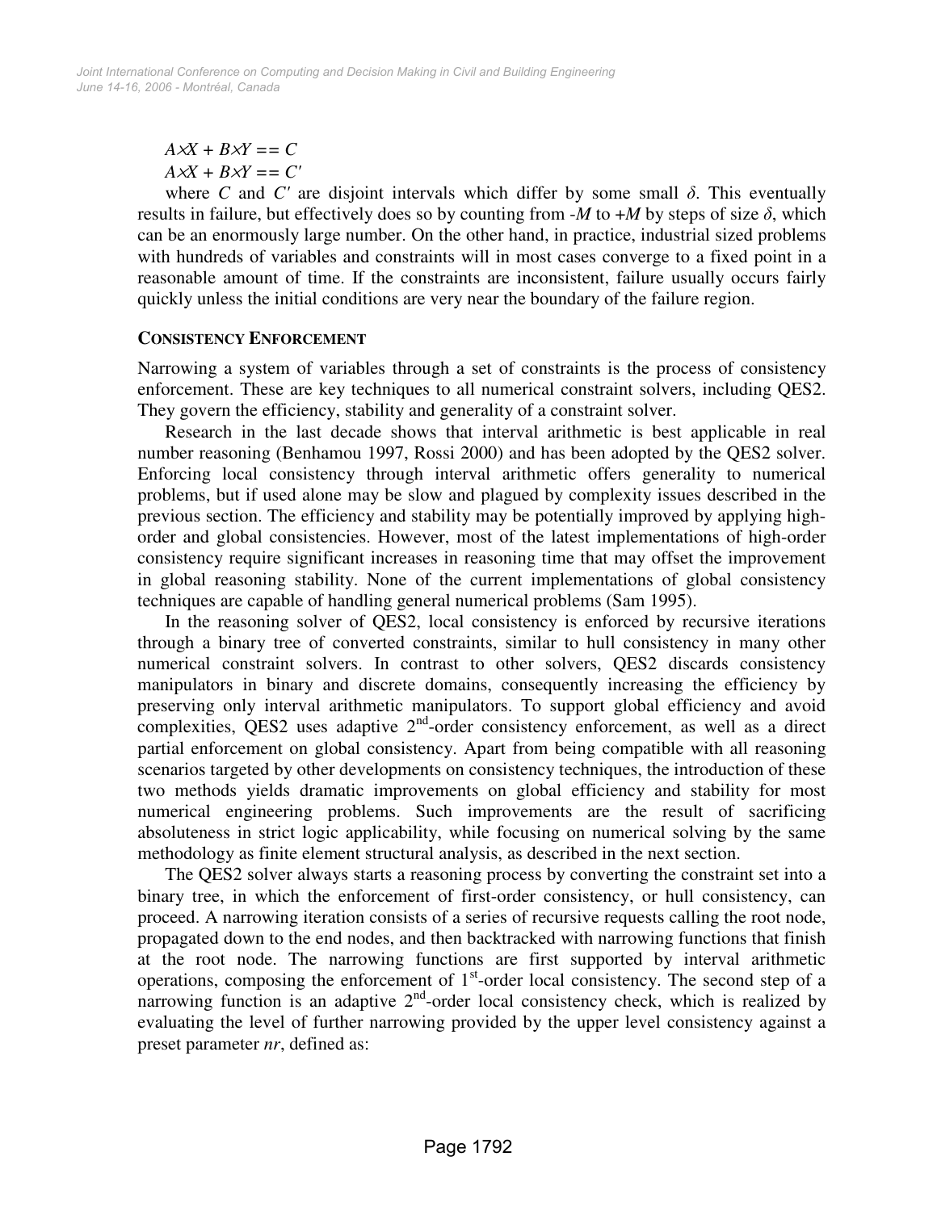$$A \times X + B \times Y == C$$
$$A \times X + B \times Y == C'$$

where $C$ and $C'$ are disjoint intervals which differ by some small $\delta$. This eventually results in failure, but effectively does so by counting from $-M$ to $+M$ by steps of size $\delta$, which can be an enormously large number. On the other hand, in practice, industrial sized problems with hundreds of variables and constraints will in most cases converge to a fixed point in a reasonable amount of time. If the constraints are inconsistent, failure usually occurs fairly quickly unless the initial conditions are very near the boundary of the failure region.

## CONSISTENCY ENFORCEMENT

Narrowing a system of variables through a set of constraints is the process of consistency enforcement. These are key techniques to all numerical constraint solvers, including QES2. They govern the efficiency, stability and generality of a constraint solver.

Research in the last decade shows that interval arithmetic is best applicable in real number reasoning (Benhamou 1997, Rossi 2000) and has been adopted by the QES2 solver. Enforcing local consistency through interval arithmetic offers generality to numerical problems, but if used alone may be slow and plagued by complexity issues described in the previous section. The efficiency and stability may be potentially improved by applying high-order and global consistencies. However, most of the latest implementations of high-order consistency require significant increases in reasoning time that may offset the improvement in global reasoning stability. None of the current implementations of global consistency techniques are capable of handling general numerical problems (Sam 1995).

In the reasoning solver of QES2, local consistency is enforced by recursive iterations through a binary tree of converted constraints, similar to hull consistency in many other numerical constraint solvers. In contrast to other solvers, QES2 discards consistency manipulators in binary and discrete domains, consequently increasing the efficiency by preserving only interval arithmetic manipulators. To support global efficiency and avoid complexities, QES2 uses adaptive 2nd-order consistency enforcement, as well as a direct partial enforcement on global consistency. Apart from being compatible with all reasoning scenarios targeted by other developments on consistency techniques, the introduction of these two methods yields dramatic improvements on global efficiency and stability for most numerical engineering problems. Such improvements are the result of sacrificing absoluteness in strict logic applicability, while focusing on numerical solving by the same methodology as finite element structural analysis, as described in the next section.

The QES2 solver always starts a reasoning process by converting the constraint set into a binary tree, in which the enforcement of first-order consistency, or hull consistency, can proceed. A narrowing iteration consists of a series of recursive requests calling the root node, propagated down to the end nodes, and then backtracked with narrowing functions that finish at the root node. The narrowing functions are first supported by interval arithmetic operations, composing the enforcement of 1st-order local consistency. The second step of a narrowing function is an adaptive 2nd-order local consistency check, which is realized by evaluating the level of further narrowing provided by the upper level consistency against a preset parameter *nr*, defined as: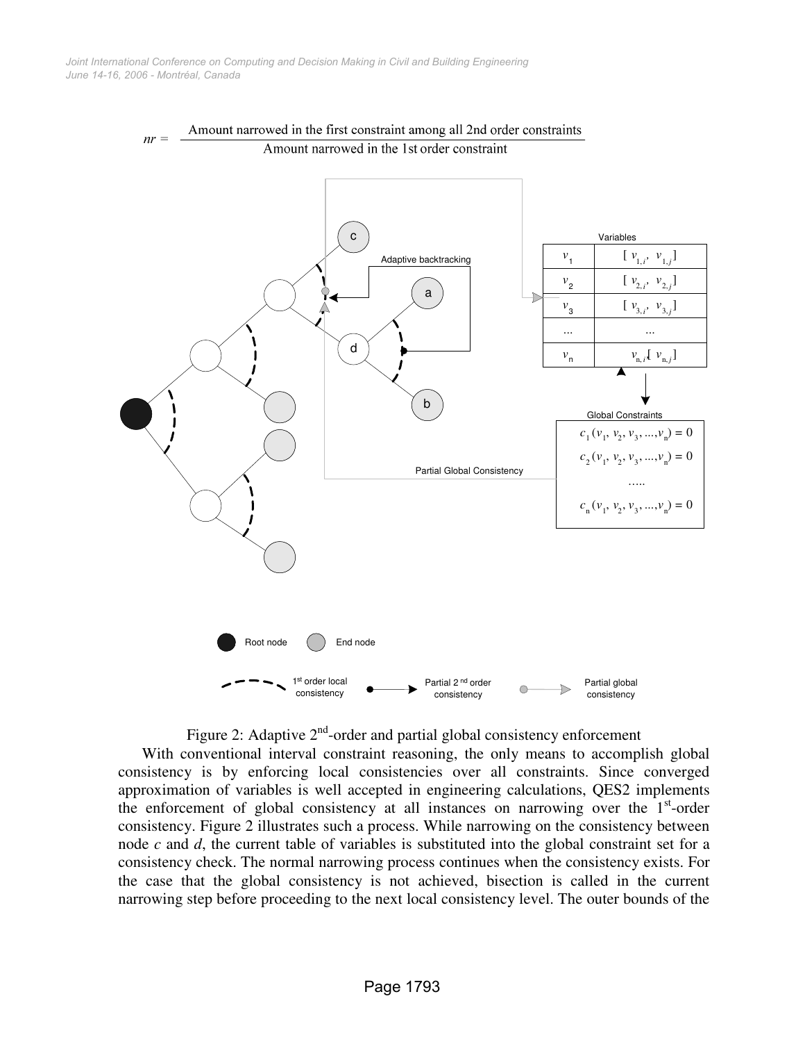$$nr = \frac{\text{Amount narrowed in the first constraint among all 2nd order constraints}}{\text{Amount narrowed in the 1st order constraint}}$$

Figure 2: Adaptive 2[nd]-order and partial global consistency enforcement

With conventional interval constraint reasoning, the only means to accomplish global consistency is by enforcing local consistencies over all constraints. Since converged approximation of variables is well accepted in engineering calculations, QES2 implements the enforcement of global consistency at all instances on narrowing over the 1[st]-order consistency. Figure 2 illustrates such a process. While narrowing on the consistency between node *c* and *d*, the current table of variables is substituted into the global constraint set for a consistency check. The normal narrowing process continues when the consistency exists. For the case that the global consistency is not achieved, bisection is called in the current narrowing step before proceeding to the next local consistency level. The outer bounds of the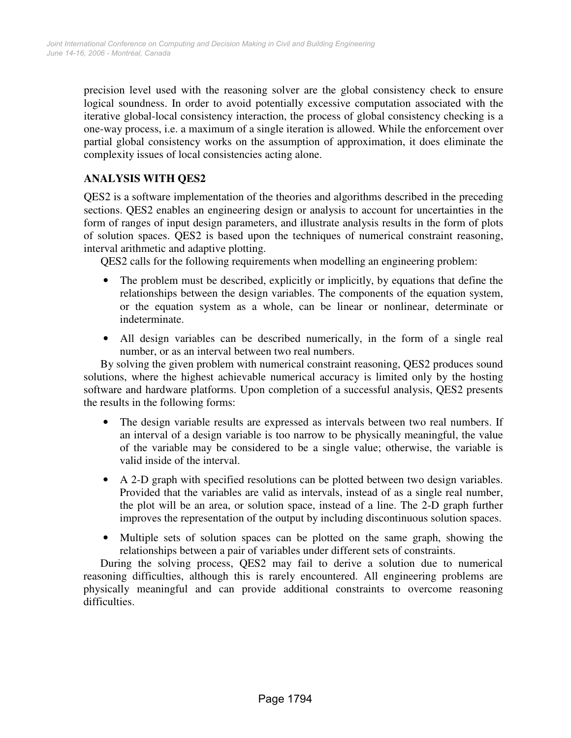precision level used with the reasoning solver are the global consistency check to ensure logical soundness. In order to avoid potentially excessive computation associated with the iterative global-local consistency interaction, the process of global consistency checking is a one-way process, i.e. a maximum of a single iteration is allowed. While the enforcement over partial global consistency works on the assumption of approximation, it does eliminate the complexity issues of local consistencies acting alone.

## ANALYSIS WITH QES2

QES2 is a software implementation of the theories and algorithms described in the preceding sections. QES2 enables an engineering design or analysis to account for uncertainties in the form of ranges of input design parameters, and illustrate analysis results in the form of plots of solution spaces. QES2 is based upon the techniques of numerical constraint reasoning, interval arithmetic and adaptive plotting.

QES2 calls for the following requirements when modelling an engineering problem:

- The problem must be described, explicitly or implicitly, by equations that define the relationships between the design variables. The components of the equation system, or the equation system as a whole, can be linear or nonlinear, determinate or indeterminate.
- All design variables can be described numerically, in the form of a single real number, or as an interval between two real numbers.

By solving the given problem with numerical constraint reasoning, QES2 produces sound solutions, where the highest achievable numerical accuracy is limited only by the hosting software and hardware platforms. Upon completion of a successful analysis, QES2 presents the results in the following forms:

- The design variable results are expressed as intervals between two real numbers. If an interval of a design variable is too narrow to be physically meaningful, the value of the variable may be considered to be a single value; otherwise, the variable is valid inside of the interval.
- A 2-D graph with specified resolutions can be plotted between two design variables. Provided that the variables are valid as intervals, instead of as a single real number, the plot will be an area, or solution space, instead of a line. The 2-D graph further improves the representation of the output by including discontinuous solution spaces.
- Multiple sets of solution spaces can be plotted on the same graph, showing the relationships between a pair of variables under different sets of constraints.

During the solving process, QES2 may fail to derive a solution due to numerical reasoning difficulties, although this is rarely encountered. All engineering problems are physically meaningful and can provide additional constraints to overcome reasoning difficulties.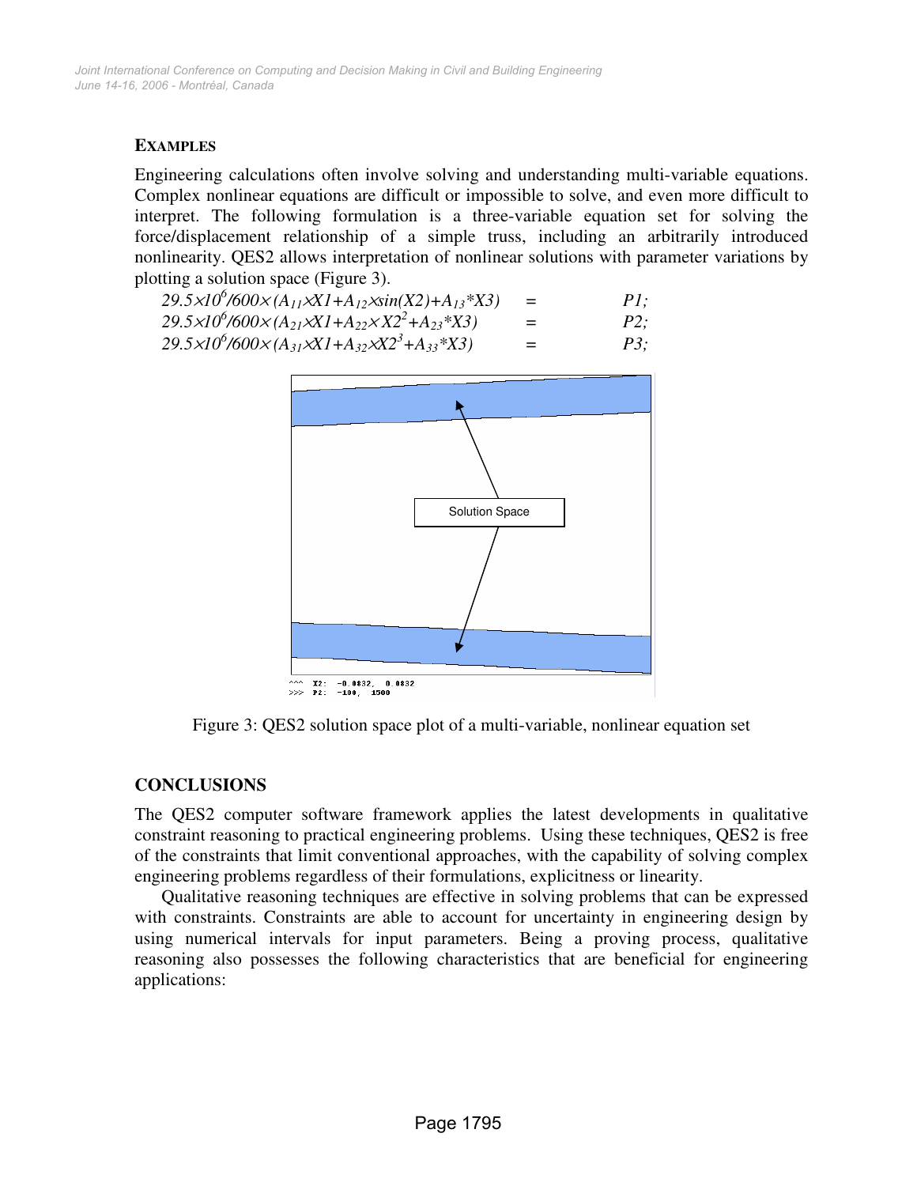**EXAMPLES**

Engineering calculations often involve solving and understanding multi-variable equations. Complex nonlinear equations are difficult or impossible to solve, and even more difficult to interpret. The following formulation is a three-variable equation set for solving the force/displacement relationship of a simple truss, including an arbitrarily introduced nonlinearity. QES2 allows interpretation of nonlinear solutions with parameter variations by plotting a solution space (Figure 3).

$$29.5\times10^6/600\times(A_{11}\times X1+A_{12}\times \sin(X2)+A_{13}*X3) \quad = \quad P1;$$
$$29.5\times10^6/600\times(A_{21}\times X1+A_{22}\times X2^2+A_{23}*X3) \quad = \quad P2;$$
$$29.5\times10^6/600\times(A_{31}\times X1+A_{32}\times X2^3+A_{33}*X3) \quad = \quad P3;$$

Solution Space

^^^ X2: -0.0832, 0.0832
>>> P2: -100, 1500

Figure 3: QES2 solution space plot of a multi-variable, nonlinear equation set

## CONCLUSIONS

The QES2 computer software framework applies the latest developments in qualitative constraint reasoning to practical engineering problems. Using these techniques, QES2 is free of the constraints that limit conventional approaches, with the capability of solving complex engineering problems regardless of their formulations, explicitness or linearity.

Qualitative reasoning techniques are effective in solving problems that can be expressed with constraints. Constraints are able to account for uncertainty in engineering design by using numerical intervals for input parameters. Being a proving process, qualitative reasoning also possesses the following characteristics that are beneficial for engineering applications: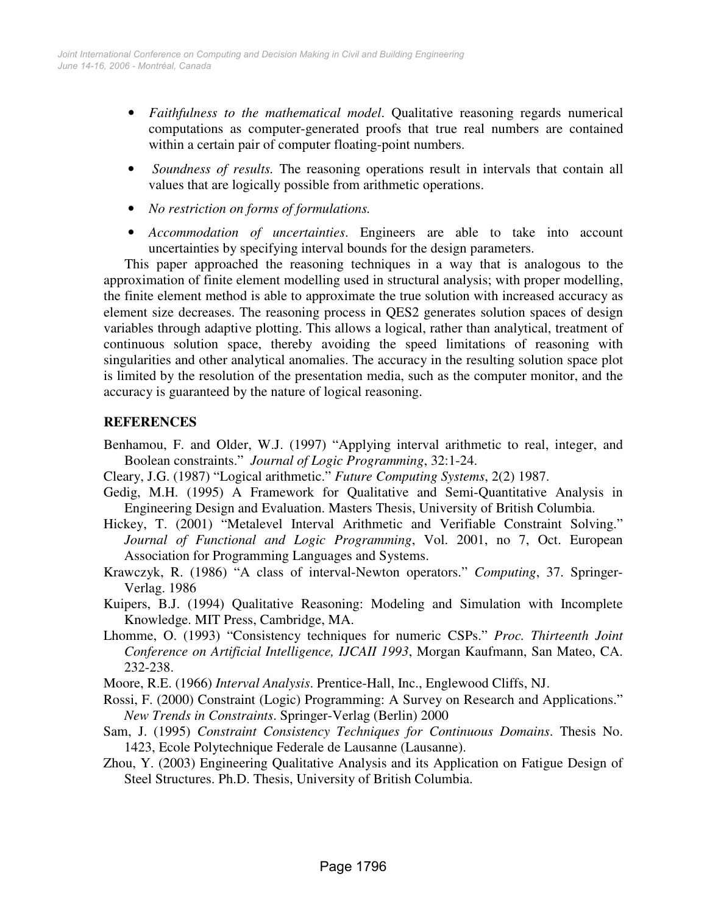- *Faithfulness to the mathematical model*. Qualitative reasoning regards numerical computations as computer-generated proofs that true real numbers are contained within a certain pair of computer floating-point numbers.
- *Soundness of results.* The reasoning operations result in intervals that contain all values that are logically possible from arithmetic operations.
- *No restriction on forms of formulations.*
- *Accommodation of uncertainties*. Engineers are able to take into account uncertainties by specifying interval bounds for the design parameters.

This paper approached the reasoning techniques in a way that is analogous to the approximation of finite element modelling used in structural analysis; with proper modelling, the finite element method is able to approximate the true solution with increased accuracy as element size decreases. The reasoning process in QES2 generates solution spaces of design variables through adaptive plotting. This allows a logical, rather than analytical, treatment of continuous solution space, thereby avoiding the speed limitations of reasoning with singularities and other analytical anomalies. The accuracy in the resulting solution space plot is limited by the resolution of the presentation media, such as the computer monitor, and the accuracy is guaranteed by the nature of logical reasoning.

## REFERENCES

Benhamou, F. and Older, W.J. (1997) "Applying interval arithmetic to real, integer, and Boolean constraints." *Journal of Logic Programming*, 32:1-24.

Cleary, J.G. (1987) "Logical arithmetic." *Future Computing Systems*, 2(2) 1987.

Gedig, M.H. (1995) A Framework for Qualitative and Semi-Quantitative Analysis in Engineering Design and Evaluation. Masters Thesis, University of British Columbia.

Hickey, T. (2001) "Metalevel Interval Arithmetic and Verifiable Constraint Solving." *Journal of Functional and Logic Programming*, Vol. 2001, no 7, Oct. European Association for Programming Languages and Systems.

Krawczyk, R. (1986) "A class of interval-Newton operators." *Computing*, 37. Springer-Verlag. 1986

Kuipers, B.J. (1994) Qualitative Reasoning: Modeling and Simulation with Incomplete Knowledge. MIT Press, Cambridge, MA.

Lhomme, O. (1993) "Consistency techniques for numeric CSPs." *Proc. Thirteenth Joint Conference on Artificial Intelligence, IJCAII 1993*, Morgan Kaufmann, San Mateo, CA. 232-238.

Moore, R.E. (1966) *Interval Analysis*. Prentice-Hall, Inc., Englewood Cliffs, NJ.

Rossi, F. (2000) Constraint (Logic) Programming: A Survey on Research and Applications." *New Trends in Constraints*. Springer-Verlag (Berlin) 2000

Sam, J. (1995) *Constraint Consistency Techniques for Continuous Domains*. Thesis No. 1423, Ecole Polytechnique Federale de Lausanne (Lausanne).

Zhou, Y. (2003) Engineering Qualitative Analysis and its Application on Fatigue Design of Steel Structures. Ph.D. Thesis, University of British Columbia.